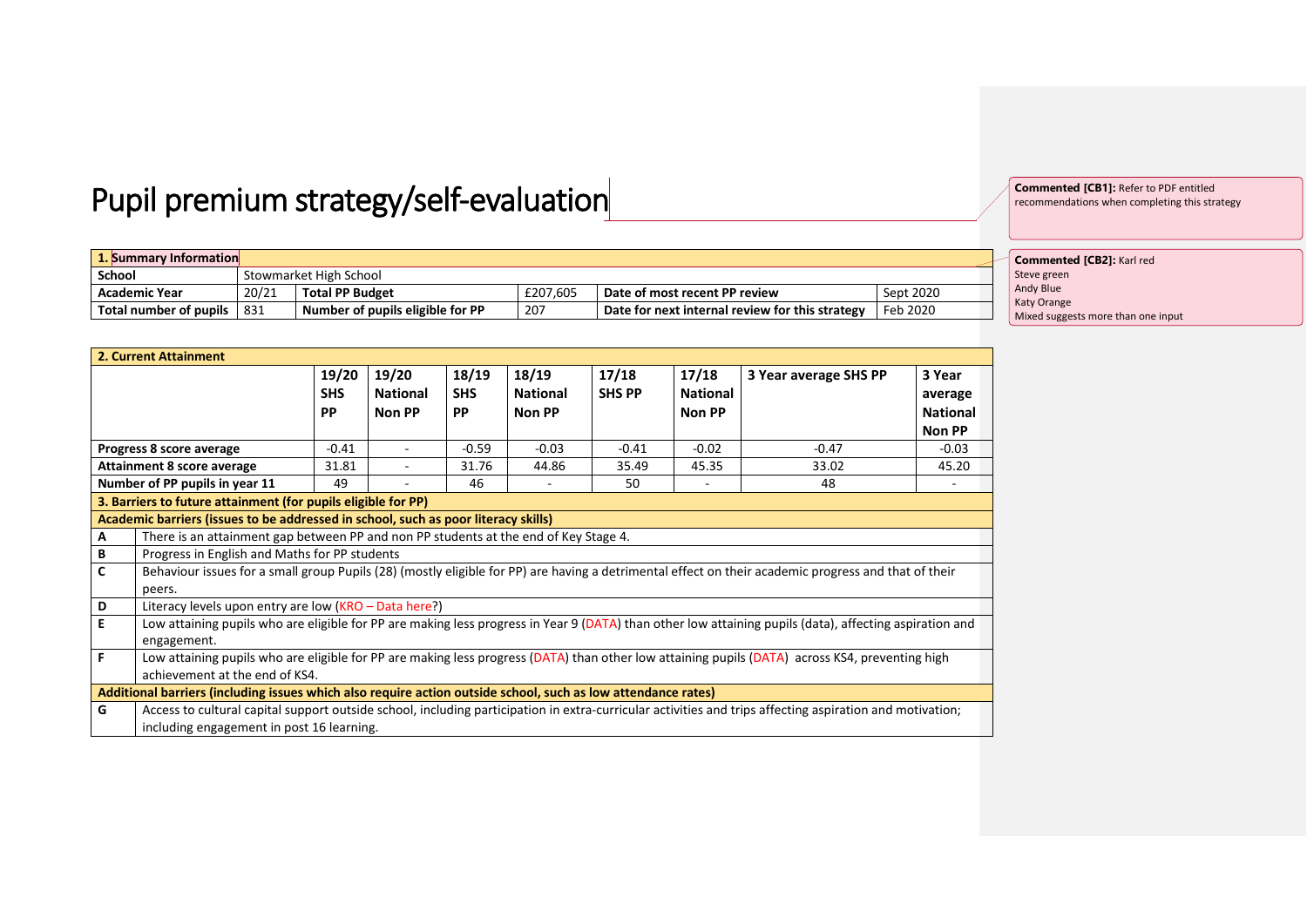# Pupil premium strategy/self-evaluation

| 1. Summary Information | | | | | |
|---|---|---|---|---|---|
| **School** | Stowmarket High School | | | | |
| **Academic Year** | 20/21 | **Total PP Budget** | £207,605 | **Date of most recent PP review** | Sept 2020 |
| **Total number of pupils** | 831 | **Number of pupils eligible for PP** | 207 | **Date for next internal review for this strategy** | Feb 2020 |

| 2. Current Attainment | | | | | | | | |
|---|---|---|---|---|---|---|---|---|
| | **19/20 SHS PP** | **19/20 National Non PP** | **18/19 SHS PP** | **18/19 National Non PP** | **17/18 SHS PP** | **17/18 National Non PP** | **3 Year average SHS PP** | **3 Year average National Non PP** |
| **Progress 8 score average** | -0.41 | - | -0.59 | -0.03 | -0.41 | -0.02 | -0.47 | -0.03 |
| **Attainment 8 score average** | 31.81 | - | 31.76 | 44.86 | 35.49 | 45.35 | 33.02 | 45.20 |
| **Number of PP pupils in year 11** | 49 | - | 46 | - | 50 | - | 48 | - |

| 3. Barriers to future attainment (for pupils eligible for PP) | |
|---|---|
| **Academic barriers (issues to be addressed in school, such as poor literacy skills)** | |
| **A** | There is an attainment gap between PP and non PP students at the end of Key Stage 4. |
| **B** | Progress in English and Maths for PP students |
| **C** | Behaviour issues for a small group Pupils (28) (mostly eligible for PP) are having a detrimental effect on their academic progress and that of their peers. |
| **D** | Literacy levels upon entry are low (KRO – Data here?) |
| **E** | Low attaining pupils who are eligible for PP are making less progress in Year 9 (DATA) than other low attaining pupils (data), affecting aspiration and engagement. |
| **F** | Low attaining pupils who are eligible for PP are making less progress (DATA) than other low attaining pupils (DATA) across KS4, preventing high achievement at the end of KS4. |
| **Additional barriers (including issues which also require action outside school, such as low attendance rates)** | |
| **G** | Access to cultural capital support outside school, including participation in extra-curricular activities and trips affecting aspiration and motivation; including engagement in post 16 learning. |

**Commented [CB1]:** Refer to PDF entitled recommendations when completing this strategy

**Commented [CB2]:** Karl red
Steve green
Andy Blue
Katy Orange
Mixed suggests more than one input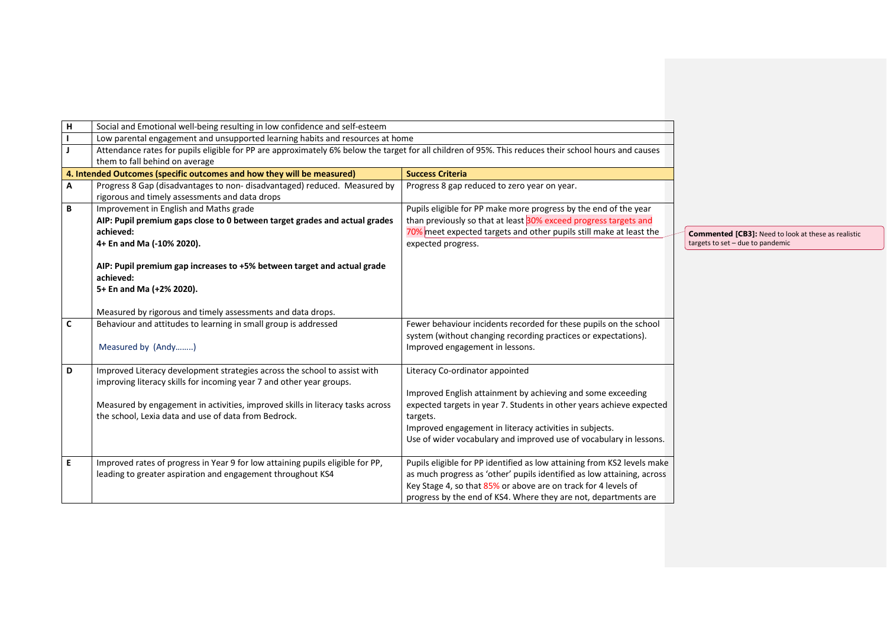| | |
|---|---|
| H | Social and Emotional well-being resulting in low confidence and self-esteem |
| I | Low parental engagement and unsupported learning habits and resources at home |
| J | Attendance rates for pupils eligible for PP are approximately 6% below the target for all children of 95%. This reduces their school hours and causes them to fall behind on average |

| | 4. Intended Outcomes (specific outcomes and how they will be measured) | Success Criteria |
|---|---|---|
| A | Progress 8 Gap (disadvantages to non- disadvantaged) reduced. Measured by rigorous and timely assessments and data drops | Progress 8 gap reduced to zero year on year. |
| B | Improvement in English and Maths grade<br>**AIP: Pupil premium gaps close to 0 between target grades and actual grades achieved:**<br>**4+ En and Ma (-10% 2020).**<br><br>**AIP: Pupil premium gap increases to +5% between target and actual grade achieved:**<br>**5+ En and Ma (+2% 2020).**<br><br>Measured by rigorous and timely assessments and data drops. | Pupils eligible for PP make more progress by the end of the year than previously so that at least 30% exceed progress targets and 70% meet expected targets and other pupils still make at least the expected progress. |
| C | Behaviour and attitudes to learning in small group is addressed<br><br>Measured by (Andy……..) | Fewer behaviour incidents recorded for these pupils on the school system (without changing recording practices or expectations).<br>Improved engagement in lessons. |
| D | Improved Literacy development strategies across the school to assist with improving literacy skills for incoming year 7 and other year groups.<br><br>Measured by engagement in activities, improved skills in literacy tasks across the school, Lexia data and use of data from Bedrock. | Literacy Co-ordinator appointed<br><br>Improved English attainment by achieving and some exceeding expected targets in year 7. Students in other years achieve expected targets.<br>Improved engagement in literacy activities in subjects.<br>Use of wider vocabulary and improved use of vocabulary in lessons. |
| E | Improved rates of progress in Year 9 for low attaining pupils eligible for PP, leading to greater aspiration and engagement throughout KS4 | Pupils eligible for PP identified as low attaining from KS2 levels make as much progress as 'other' pupils identified as low attaining, across Key Stage 4, so that 85% or above are on track for 4 levels of progress by the end of KS4. Where they are not, departments are |

**Commented [CB3]:** Need to look at these as realistic targets to set – due to pandemic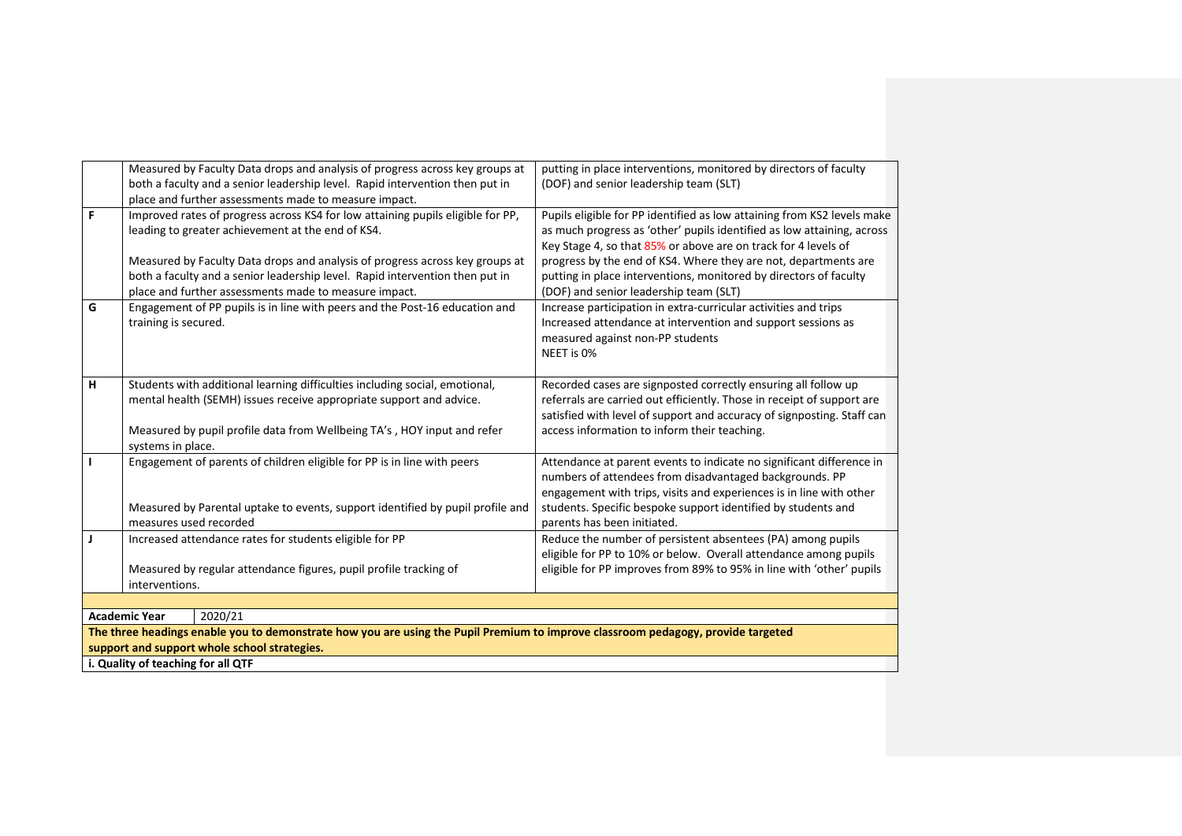| | | |
|---|---|---|
| | Measured by Faculty Data drops and analysis of progress across key groups at both a faculty and a senior leadership level. Rapid intervention then put in place and further assessments made to measure impact. | putting in place interventions, monitored by directors of faculty (DOF) and senior leadership team (SLT) |
| **F** | Improved rates of progress across KS4 for low attaining pupils eligible for PP, leading to greater achievement at the end of KS4.<br><br>Measured by Faculty Data drops and analysis of progress across key groups at both a faculty and a senior leadership level. Rapid intervention then put in place and further assessments made to measure impact. | Pupils eligible for PP identified as low attaining from KS2 levels make as much progress as 'other' pupils identified as low attaining, across Key Stage 4, so that 85% or above are on track for 4 levels of progress by the end of KS4. Where they are not, departments are putting in place interventions, monitored by directors of faculty (DOF) and senior leadership team (SLT) |
| **G** | Engagement of PP pupils is in line with peers and the Post-16 education and training is secured. | Increase participation in extra-curricular activities and trips<br>Increased attendance at intervention and support sessions as measured against non-PP students<br>NEET is 0% |
| **H** | Students with additional learning difficulties including social, emotional, mental health (SEMH) issues receive appropriate support and advice.<br><br>Measured by pupil profile data from Wellbeing TA's , HOY input and refer systems in place. | Recorded cases are signposted correctly ensuring all follow up referrals are carried out efficiently. Those in receipt of support are satisfied with level of support and accuracy of signposting. Staff can access information to inform their teaching. |
| **I** | Engagement of parents of children eligible for PP is in line with peers<br><br>Measured by Parental uptake to events, support identified by pupil profile and measures used recorded | Attendance at parent events to indicate no significant difference in numbers of attendees from disadvantaged backgrounds. PP engagement with trips, visits and experiences is in line with other students. Specific bespoke support identified by students and parents has been initiated. |
| **J** | Increased attendance rates for students eligible for PP<br><br>Measured by regular attendance figures, pupil profile tracking of interventions. | Reduce the number of persistent absentees (PA) among pupils eligible for PP to 10% or below. Overall attendance among pupils eligible for PP improves from 89% to 95% in line with 'other' pupils |

| **Academic Year** | 2020/21 |
|---|---|
| **The three headings enable you to demonstrate how you are using the Pupil Premium to improve classroom pedagogy, provide targeted support and support whole school strategies.** | |
| **i. Quality of teaching for all QTF** | |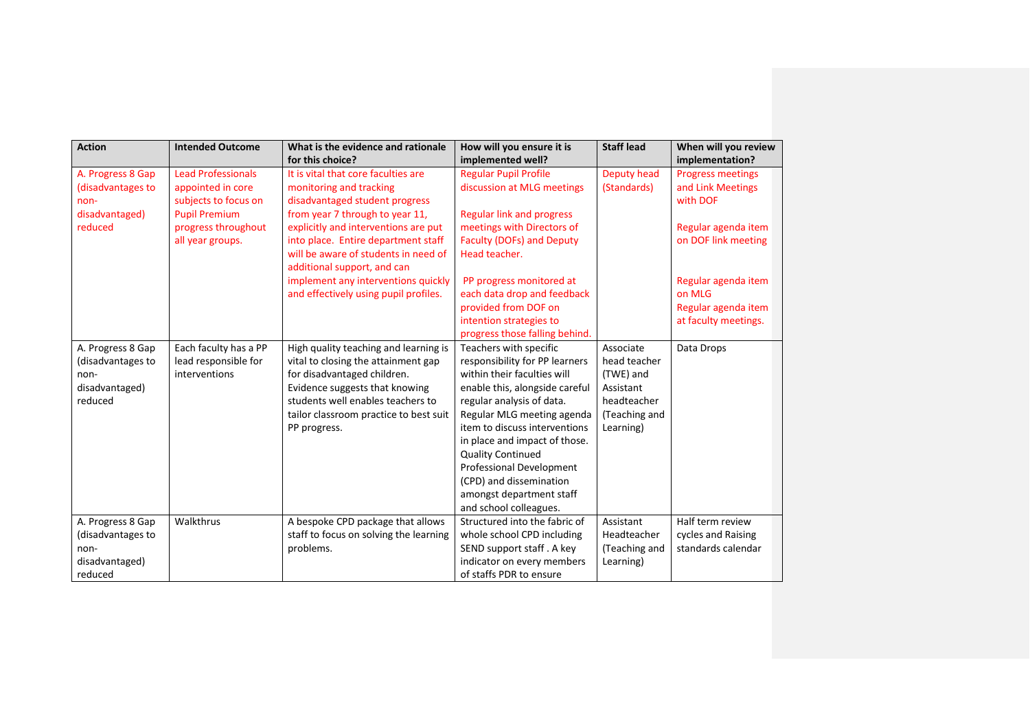| Action | Intended Outcome | What is the evidence and rationale for this choice? | How will you ensure it is implemented well? | Staff lead | When will you review implementation? |
|---|---|---|---|---|---|
| A. Progress 8 Gap (disadvantages to non-disadvantaged) reduced | Lead Professionals appointed in core subjects to focus on Pupil Premium progress throughout all year groups. | It is vital that core faculties are monitoring and tracking disadvantaged student progress from year 7 through to year 11, explicitly and interventions are put into place. Entire department staff will be aware of students in need of additional support, and can implement any interventions quickly and effectively using pupil profiles. | Regular Pupil Profile discussion at MLG meetings<br><br>Regular link and progress meetings with Directors of Faculty (DOFs) and Deputy Head teacher.<br><br>PP progress monitored at each data drop and feedback provided from DOF on intention strategies to progress those falling behind. | Deputy head (Standards) | Progress meetings and Link Meetings with DOF<br><br>Regular agenda item on DOF link meeting<br><br>Regular agenda item on MLG<br>Regular agenda item at faculty meetings. |
| A. Progress 8 Gap (disadvantages to non-disadvantaged) reduced | Each faculty has a PP lead responsible for interventions | High quality teaching and learning is vital to closing the attainment gap for disadvantaged children. Evidence suggests that knowing students well enables teachers to tailor classroom practice to best suit PP progress. | Teachers with specific responsibility for PP learners within their faculties will enable this, alongside careful regular analysis of data. Regular MLG meeting agenda item to discuss interventions in place and impact of those. Quality Continued Professional Development (CPD) and dissemination amongst department staff and school colleagues. | Associate head teacher (TWE) and Assistant headteacher (Teaching and Learning) | Data Drops |
| A. Progress 8 Gap (disadvantages to non-disadvantaged) reduced | Walkthrus | A bespoke CPD package that allows staff to focus on solving the learning problems. | Structured into the fabric of whole school CPD including SEND support staff . A key indicator on every members of staffs PDR to ensure | Assistant Headteacher (Teaching and Learning) | Half term review cycles and Raising standards calendar |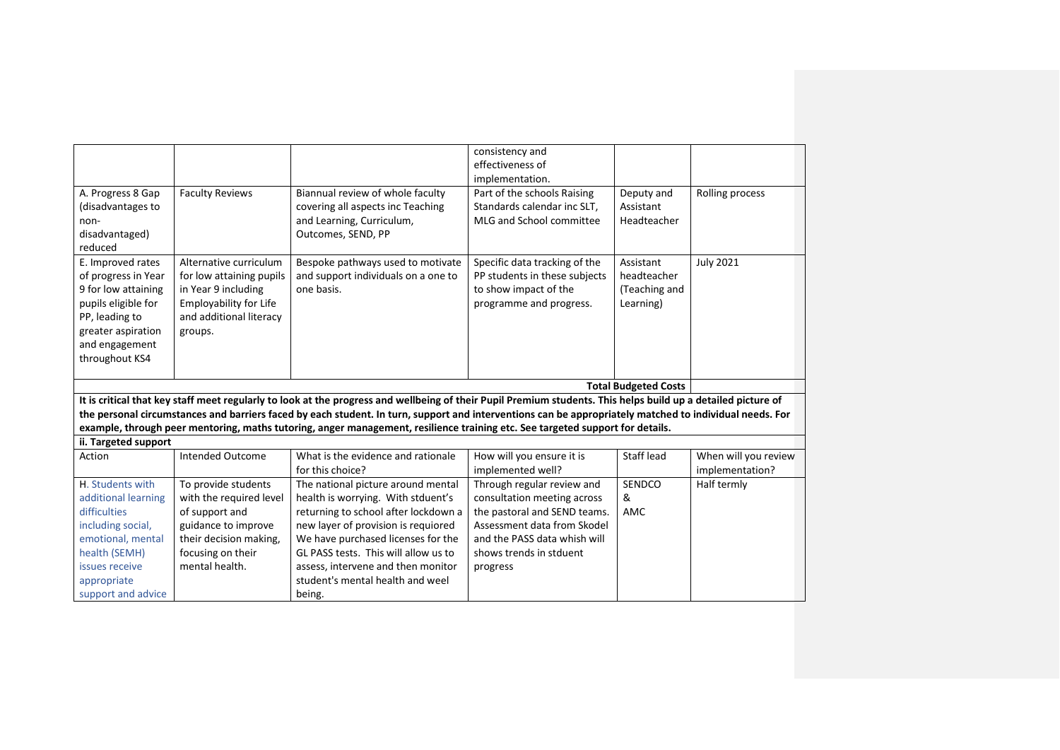| | | | consistency and effectiveness of implementation. | | |
|---|---|---|---|---|---|
| A. Progress 8 Gap (disadvantages to non-disadvantaged) reduced | Faculty Reviews | Biannual review of whole faculty covering all aspects inc Teaching and Learning, Curriculum, Outcomes, SEND, PP | Part of the schools Raising Standards calendar inc SLT, MLG and School committee | Deputy and Assistant Headteacher | Rolling process |
| E. Improved rates of progress in Year 9 for low attaining pupils eligible for PP, leading to greater aspiration and engagement throughout KS4 | Alternative curriculum for low attaining pupils in Year 9 including Employability for Life and additional literacy groups. | Bespoke pathways used to motivate and support individuals on a one to one basis. | Specific data tracking of the PP students in these subjects to show impact of the programme and progress. | Assistant headteacher (Teaching and Learning) | July 2021 |
| | | | | **Total Budgeted Costs** | |

**It is critical that key staff meet regularly to look at the progress and wellbeing of their Pupil Premium students. This helps build up a detailed picture of the personal circumstances and barriers faced by each student. In turn, support and interventions can be appropriately matched to individual needs. For example, through peer mentoring, maths tutoring, anger management, resilience training etc. See targeted support for details.**

**ii. Targeted support**

| Action | Intended Outcome | What is the evidence and rationale for this choice? | How will you ensure it is implemented well? | Staff lead | When will you review implementation? |
|---|---|---|---|---|---|
| H. Students with additional learning difficulties including social, emotional, mental health (SEMH) issues receive appropriate support and advice | To provide students with the required level of support and guidance to improve their decision making, focusing on their mental health. | The national picture around mental health is worrying. With stduent's returning to school after lockdown a new layer of provision is requiored We have purchased licenses for the GL PASS tests. This will allow us to assess, intervene and then monitor student's mental health and weel being. | Through regular review and consultation meeting across the pastoral and SEND teams. Assessment data from Skodel and the PASS data whish will shows trends in stduent progress | SENDCO & AMC | Half termly |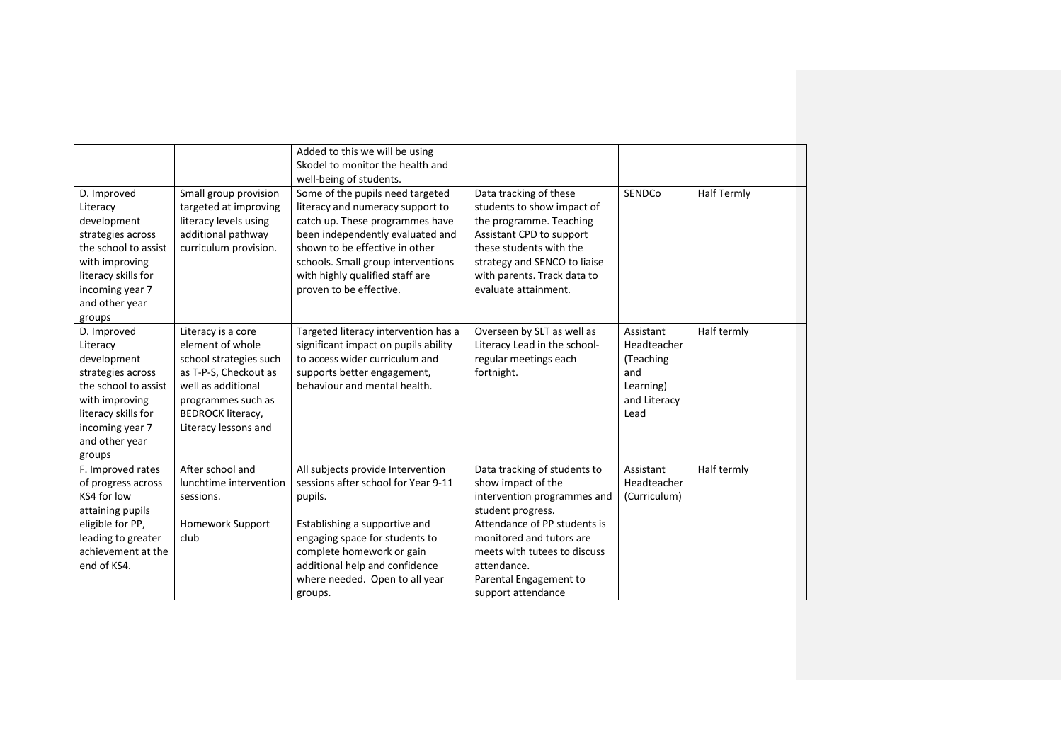| | | | | | |
|---|---|---|---|---|---|
| | | Added to this we will be using Skodel to monitor the health and well-being of students. | | | |
| D. Improved Literacy development strategies across the school to assist with improving literacy skills for incoming year 7 and other year groups | Small group provision targeted at improving literacy levels using additional pathway curriculum provision. | Some of the pupils need targeted literacy and numeracy support to catch up. These programmes have been independently evaluated and shown to be effective in other schools. Small group interventions with highly qualified staff are proven to be effective. | Data tracking of these students to show impact of the programme. Teaching Assistant CPD to support these students with the strategy and SENCO to liaise with parents. Track data to evaluate attainment. | SENDCo | Half Termly |
| D. Improved Literacy development strategies across the school to assist with improving literacy skills for incoming year 7 and other year groups | Literacy is a core element of whole school strategies such as T-P-S, Checkout as well as additional programmes such as BEDROCK literacy, Literacy lessons and | Targeted literacy intervention has a significant impact on pupils ability to access wider curriculum and supports better engagement, behaviour and mental health. | Overseen by SLT as well as Literacy Lead in the school-regular meetings each fortnight. | Assistant Headteacher (Teaching and Learning) and Literacy Lead | Half termly |
| F. Improved rates of progress across KS4 for low attaining pupils eligible for PP, leading to greater achievement at the end of KS4. | After school and lunchtime intervention sessions.<br><br>Homework Support club | All subjects provide Intervention sessions after school for Year 9-11 pupils.<br><br>Establishing a supportive and engaging space for students to complete homework or gain additional help and confidence where needed. Open to all year groups. | Data tracking of students to show impact of the intervention programmes and student progress. Attendance of PP students is monitored and tutors are meets with tutees to discuss attendance. Parental Engagement to support attendance | Assistant Headteacher (Curriculum) | Half termly |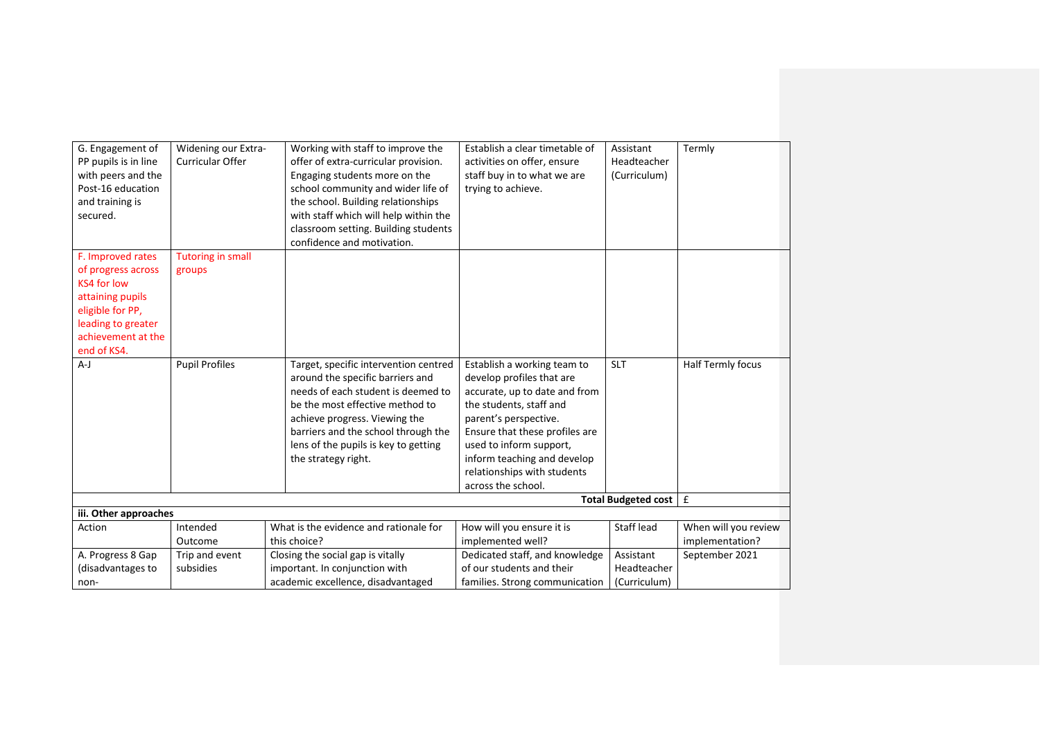| G. Engagement of PP pupils is in line with peers and the Post-16 education and training is secured. | Widening our Extra-Curricular Offer | Working with staff to improve the offer of extra-curricular provision. Engaging students more on the school community and wider life of the school. Building relationships with staff which will help within the classroom setting. Building students confidence and motivation. | Establish a clear timetable of activities on offer, ensure staff buy in to what we are trying to achieve. | Assistant Headteacher (Curriculum) | Termly |
|---|---|---|---|---|---|
| F. Improved rates of progress across KS4 for low attaining pupils eligible for PP, leading to greater achievement at the end of KS4. | Tutoring in small groups | | | | |
| A-J | Pupil Profiles | Target, specific intervention centred around the specific barriers and needs of each student is deemed to be the most effective method to achieve progress. Viewing the barriers and the school through the lens of the pupils is key to getting the strategy right. | Establish a working team to develop profiles that are accurate, up to date and from the students, staff and parent's perspective. Ensure that these profiles are used to inform support, inform teaching and develop relationships with students across the school. | SLT | Half Termly focus |
| | | | | **Total Budgeted cost** | £ |

**iii. Other approaches**

| Action | Intended Outcome | What is the evidence and rationale for this choice? | How will you ensure it is implemented well? | Staff lead | When will you review implementation? |
|---|---|---|---|---|---|
| A. Progress 8 Gap (disadvantages to non- | Trip and event subsidies | Closing the social gap is vitally important. In conjunction with academic excellence, disadvantaged | Dedicated staff, and knowledge of our students and their families. Strong communication | Assistant Headteacher (Curriculum) | September 2021 |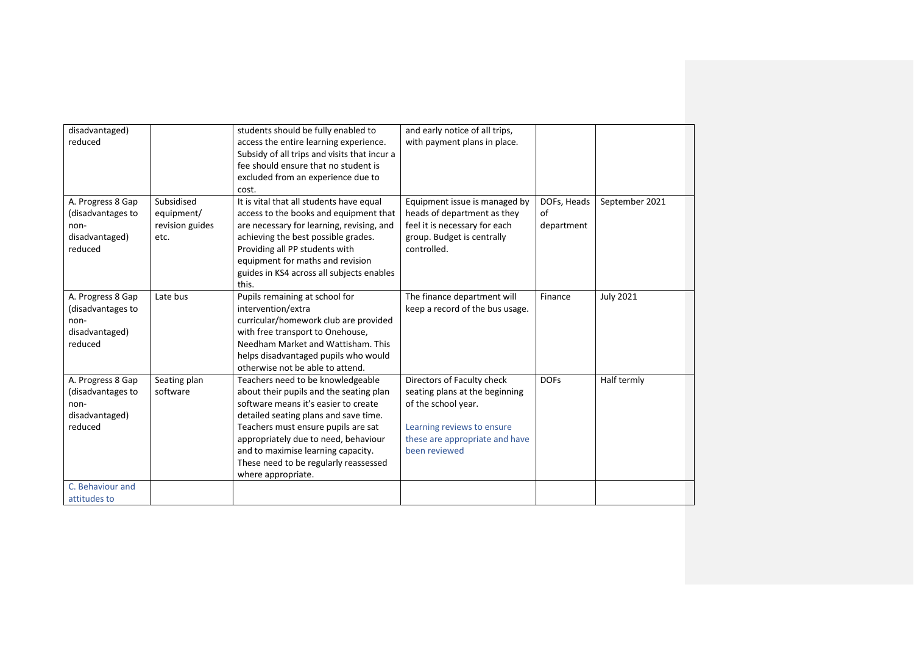| | | | | | |
|---|---|---|---|---|---|
| disadvantaged) reduced | | students should be fully enabled to access the entire learning experience. Subsidy of all trips and visits that incur a fee should ensure that no student is excluded from an experience due to cost. | and early notice of all trips, with payment plans in place. | | |
| A. Progress 8 Gap (disadvantages to non-disadvantaged) reduced | Subsidised equipment/ revision guides etc. | It is vital that all students have equal access to the books and equipment that are necessary for learning, revising, and achieving the best possible grades. Providing all PP students with equipment for maths and revision guides in KS4 across all subjects enables this. | Equipment issue is managed by heads of department as they feel it is necessary for each group. Budget is centrally controlled. | DOFs, Heads of department | September 2021 |
| A. Progress 8 Gap (disadvantages to non-disadvantaged) reduced | Late bus | Pupils remaining at school for intervention/extra curricular/homework club are provided with free transport to Onehouse, Needham Market and Wattisham. This helps disadvantaged pupils who would otherwise not be able to attend. | The finance department will keep a record of the bus usage. | Finance | July 2021 |
| A. Progress 8 Gap (disadvantages to non-disadvantaged) reduced | Seating plan software | Teachers need to be knowledgeable about their pupils and the seating plan software means it's easier to create detailed seating plans and save time. Teachers must ensure pupils are sat appropriately due to need, behaviour and to maximise learning capacity. These need to be regularly reassessed where appropriate. | Directors of Faculty check seating plans at the beginning of the school year.<br><br>Learning reviews to ensure these are appropriate and have been reviewed | DOFs | Half termly |
| C. Behaviour and attitudes to | | | | | |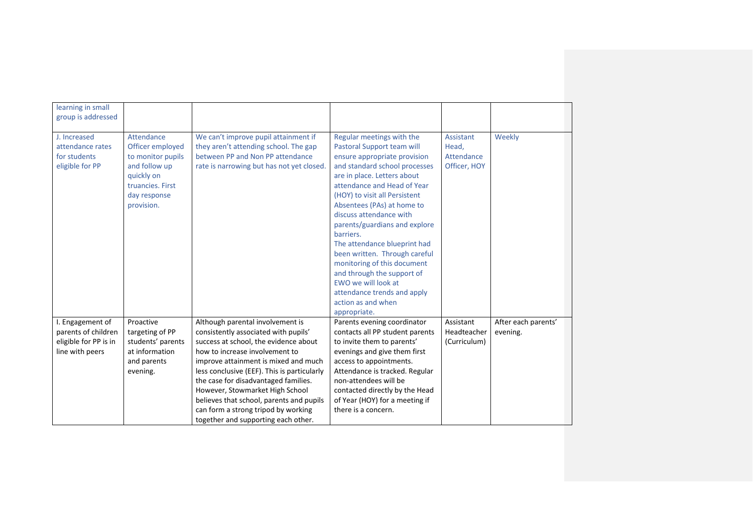| | | | | | |
|---|---|---|---|---|---|
| learning in small group is addressed | | | | | |
| J. Increased attendance rates for students eligible for PP | Attendance Officer employed to monitor pupils and follow up quickly on truancies. First day response provision. | We can't improve pupil attainment if they aren't attending school. The gap between PP and Non PP attendance rate is narrowing but has not yet closed. | Regular meetings with the Pastoral Support team will ensure appropriate provision and standard school processes are in place. Letters about attendance and Head of Year (HOY) to visit all Persistent Absentees (PAs) at home to discuss attendance with parents/guardians and explore barriers.<br>The attendance blueprint had been written. Through careful monitoring of this document and through the support of EWO we will look at attendance trends and apply action as and when appropriate. | Assistant Head, Attendance Officer, HOY | Weekly |
| I. Engagement of parents of children eligible for PP is in line with peers | Proactive targeting of PP students' parents at information and parents evening. | Although parental involvement is consistently associated with pupils' success at school, the evidence about how to increase involvement to improve attainment is mixed and much less conclusive (EEF). This is particularly the case for disadvantaged families. However, Stowmarket High School believes that school, parents and pupils can form a strong tripod by working together and supporting each other. | Parents evening coordinator contacts all PP student parents to invite them to parents' evenings and give them first access to appointments. Attendance is tracked. Regular non-attendees will be contacted directly by the Head of Year (HOY) for a meeting if there is a concern. | Assistant Headteacher (Curriculum) | After each parents' evening. |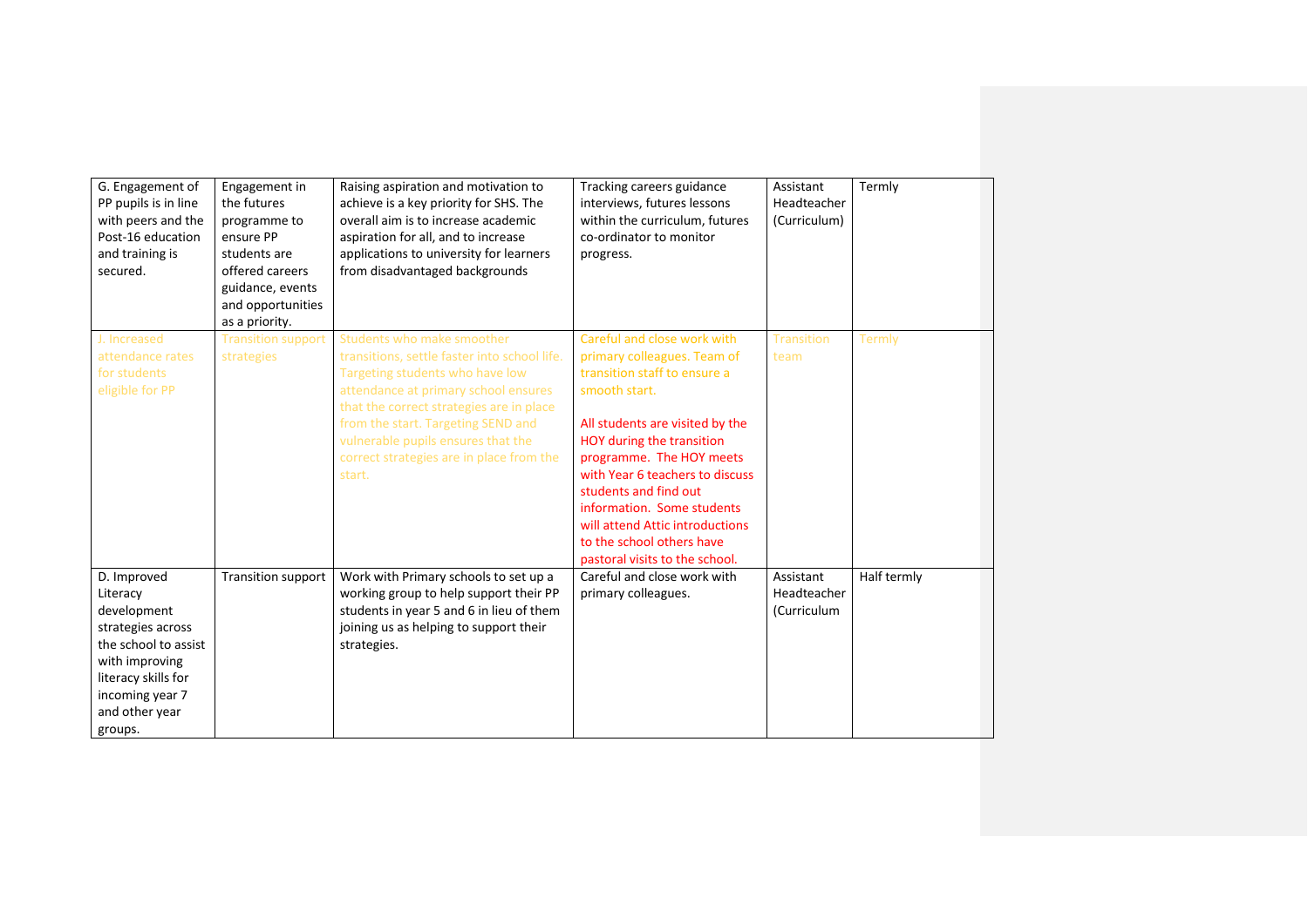| G. Engagement of PP pupils is in line with peers and the Post-16 education and training is secured. | Engagement in the futures programme to ensure PP students are offered careers guidance, events and opportunities as a priority. | Raising aspiration and motivation to achieve is a key priority for SHS. The overall aim is to increase academic aspiration for all, and to increase applications to university for learners from disadvantaged backgrounds | Tracking careers guidance interviews, futures lessons within the curriculum, futures co-ordinator to monitor progress. | Assistant Headteacher (Curriculum) | Termly |
|---|---|---|---|---|---|
| J. Increased attendance rates for students eligible for PP | Transition support strategies | Students who make smoother transitions, settle faster into school life. Targeting students who have low attendance at primary school ensures that the correct strategies are in place from the start. Targeting SEND and vulnerable pupils ensures that the correct strategies are in place from the start. | Careful and close work with primary colleagues. Team of transition staff to ensure a smooth start.<br><br>All students are visited by the HOY during the transition programme. The HOY meets with Year 6 teachers to discuss students and find out information. Some students will attend Attic introductions to the school others have pastoral visits to the school. | Transition team | Termly |
| D. Improved Literacy development strategies across the school to assist with improving literacy skills for incoming year 7 and other year groups. | Transition support | Work with Primary schools to set up a working group to help support their PP students in year 5 and 6 in lieu of them joining us as helping to support their strategies. | Careful and close work with primary colleagues. | Assistant Headteacher (Curriculum | Half termly |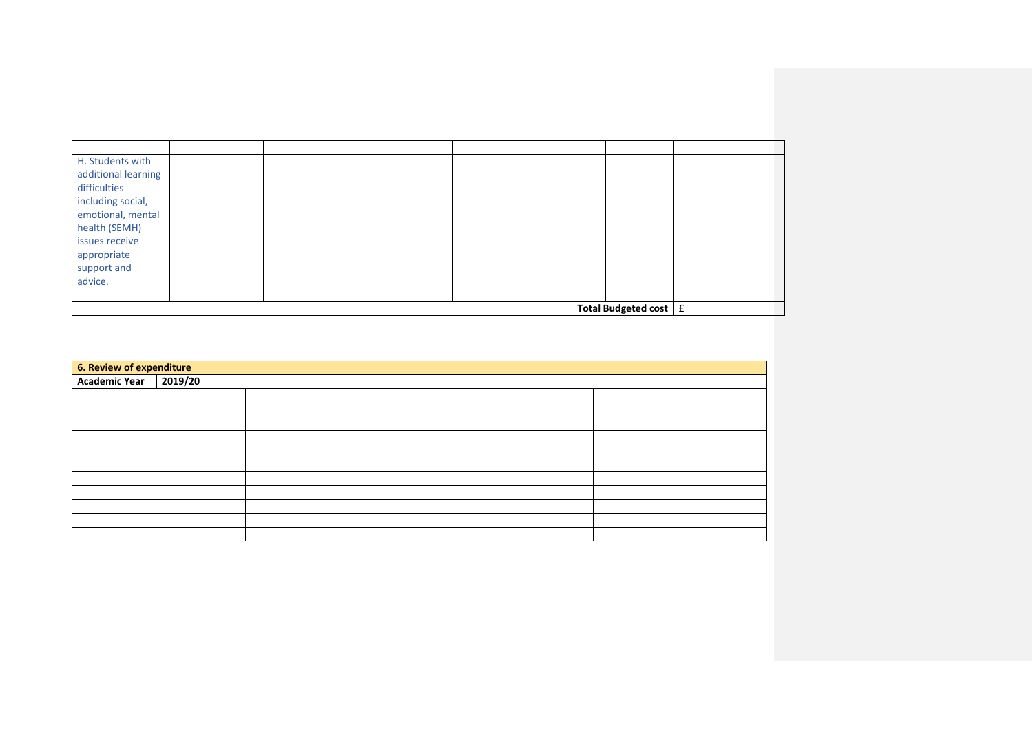|  |  |  |  |  |  |
| --- | --- | --- | --- | --- | --- |
| H. Students with additional learning difficulties including social, emotional, mental health (SEMH) issues receive appropriate support and advice. |  |  |  |  |  |
|  |  |  |  | **Total Budgeted cost** | £ |

| **6. Review of expenditure** | | | |
| --- | --- | --- | --- |
| **Academic Year** | **2019/20** | | |
|  |  |  |  |
|  |  |  |  |
|  |  |  |  |
|  |  |  |  |
|  |  |  |  |
|  |  |  |  |
|  |  |  |  |
|  |  |  |  |
|  |  |  |  |
|  |  |  |  |
|  |  |  |  |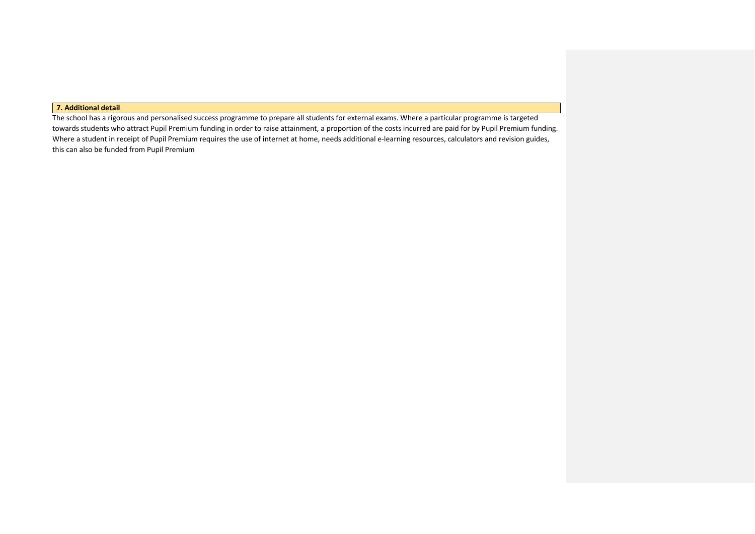## 7. Additional detail

The school has a rigorous and personalised success programme to prepare all students for external exams. Where a particular programme is targeted towards students who attract Pupil Premium funding in order to raise attainment, a proportion of the costs incurred are paid for by Pupil Premium funding. Where a student in receipt of Pupil Premium requires the use of internet at home, needs additional e-learning resources, calculators and revision guides, this can also be funded from Pupil Premium